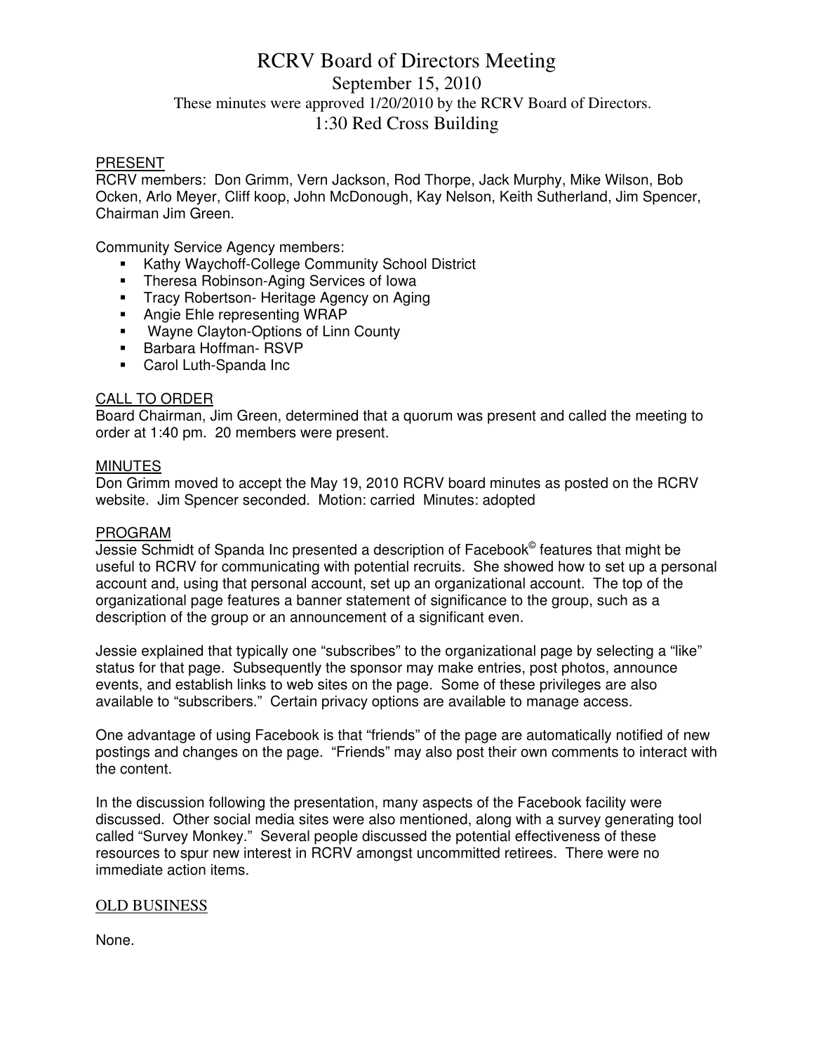# RCRV Board of Directors Meeting

## September 15, 2010

These minutes were approved 1/20/2010 by the RCRV Board of Directors.

## 1:30 Red Cross Building

### PRESENT

RCRV members: Don Grimm, Vern Jackson, Rod Thorpe, Jack Murphy, Mike Wilson, Bob Ocken, Arlo Meyer, Cliff koop, John McDonough, Kay Nelson, Keith Sutherland, Jim Spencer, Chairman Jim Green.

Community Service Agency members:

- Kathy Waychoff-College Community School District
- Theresa Robinson-Aging Services of Iowa
- Tracy Robertson- Heritage Agency on Aging
- Angie Ehle representing WRAP
- Wayne Clayton-Options of Linn County
- Barbara Hoffman- RSVP
- Carol Luth-Spanda Inc

### CALL TO ORDER

Board Chairman, Jim Green, determined that a quorum was present and called the meeting to order at 1:40 pm. 20 members were present.

### MINUTES

Don Grimm moved to accept the May 19, 2010 RCRV board minutes as posted on the RCRV website. Jim Spencer seconded. Motion: carried Minutes: adopted

### PROGRAM

Jessie Schmidt of Spanda Inc presented a description of Facebook© features that might be useful to RCRV for communicating with potential recruits. She showed how to set up a personal account and, using that personal account, set up an organizational account. The top of the organizational page features a banner statement of significance to the group, such as a description of the group or an announcement of a significant even.

Jessie explained that typically one "subscribes" to the organizational page by selecting a "like" status for that page. Subsequently the sponsor may make entries, post photos, announce events, and establish links to web sites on the page. Some of these privileges are also available to "subscribers." Certain privacy options are available to manage access.

One advantage of using Facebook is that "friends" of the page are automatically notified of new postings and changes on the page. "Friends" may also post their own comments to interact with the content.

In the discussion following the presentation, many aspects of the Facebook facility were discussed. Other social media sites were also mentioned, along with a survey generating tool called "Survey Monkey." Several people discussed the potential effectiveness of these resources to spur new interest in RCRV amongst uncommitted retirees. There were no immediate action items.

### OLD BUSINESS

None.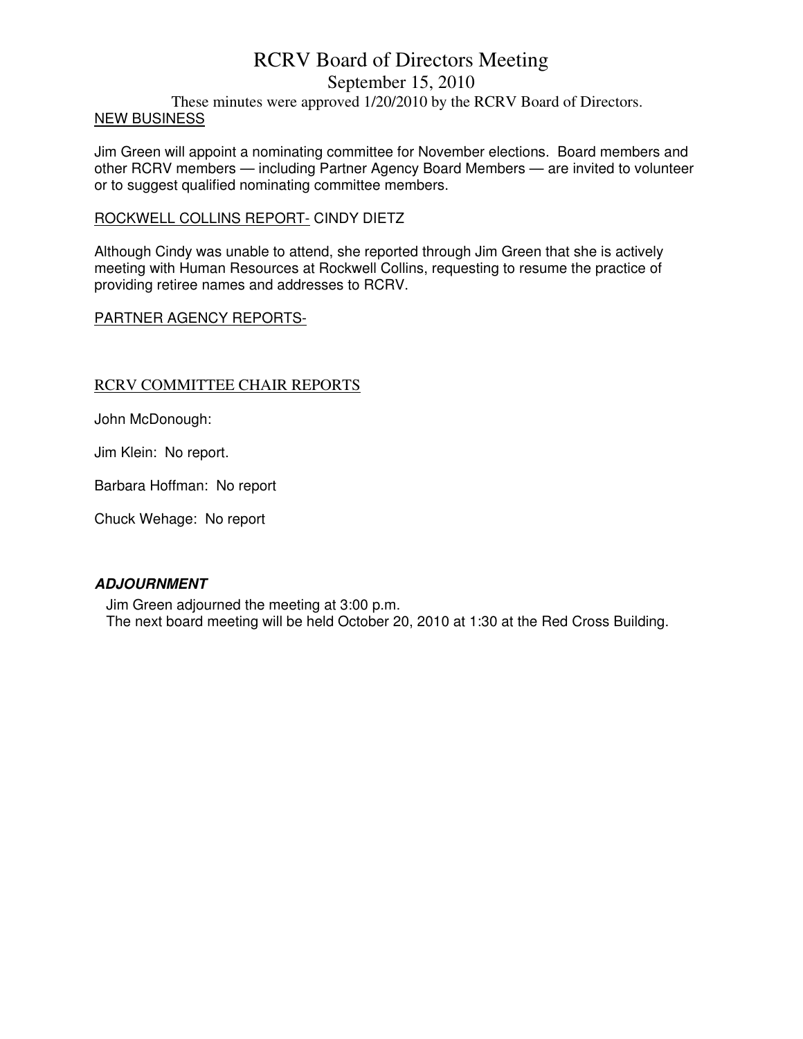# RCRV Board of Directors Meeting

September 15, 2010

These minutes were approved 1/20/2010 by the RCRV Board of Directors.

NEW BUSINESS

Jim Green will appoint a nominating committee for November elections. Board members and other RCRV members — including Partner Agency Board Members — are invited to volunteer or to suggest qualified nominating committee members.

ROCKWELL COLLINS REPORT- CINDY DIETZ

Although Cindy was unable to attend, she reported through Jim Green that she is actively meeting with Human Resources at Rockwell Collins, requesting to resume the practice of providing retiree names and addresses to RCRV.

PARTNER AGENCY REPORTS-

RCRV COMMITTEE CHAIR REPORTS

John McDonough:

Jim Klein: No report.

Barbara Hoffman: No report

Chuck Wehage: No report

***ADJOURNMENT***

Jim Green adjourned the meeting at 3:00 p.m.
The next board meeting will be held October 20, 2010 at 1:30 at the Red Cross Building.